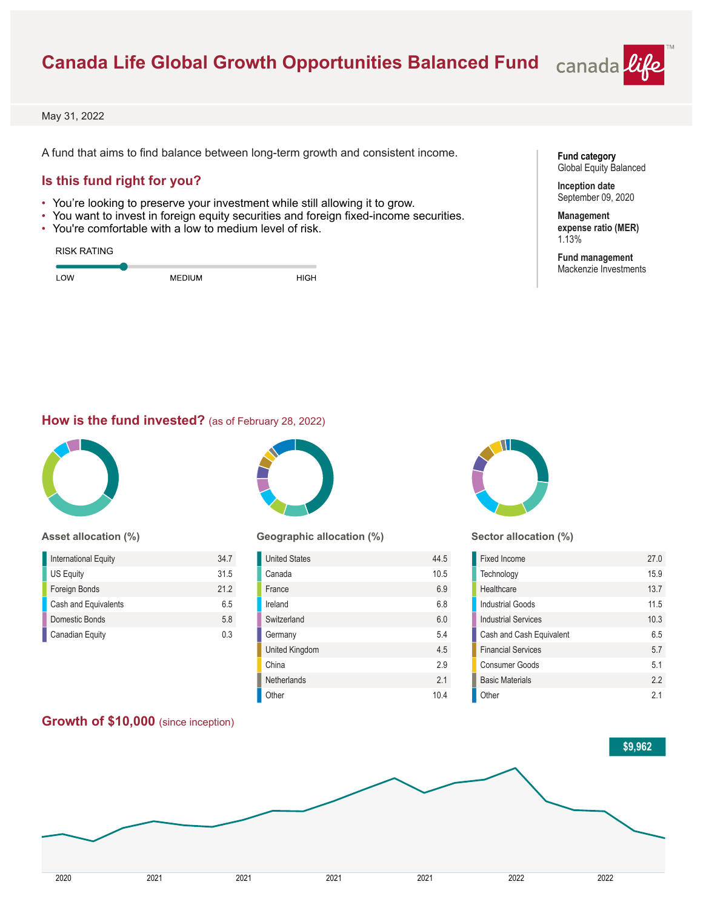# Canada Life Global Growth Opportunities Balanced Fund

May 31, 2022

A fund that aims to find balance between long-term growth and consistent income.

**Fund category**
Global Equity Balanced

**Inception date**
September 09, 2020

**Management expense ratio (MER)**
1.13%

**Fund management**
Mackenzie Investments

## Is this fund right for you?

- You're looking to preserve your investment while still allowing it to grow.
- You want to invest in foreign equity securities and foreign fixed-income securities.
- You're comfortable with a low to medium level of risk.

RISK RATING

LOW — MEDIUM — HIGH

## How is the fund invested? (as of February 28, 2022)

### Asset allocation (%)

| Asset | % |
|---|---|
| International Equity | 34.7 |
| US Equity | 31.5 |
| Foreign Bonds | 21.2 |
| Cash and Equivalents | 6.5 |
| Domestic Bonds | 5.8 |
| Canadian Equity | 0.3 |

### Geographic allocation (%)

| Country | % |
|---|---|
| United States | 44.5 |
| Canada | 10.5 |
| France | 6.9 |
| Ireland | 6.8 |
| Switzerland | 6.0 |
| Germany | 5.4 |
| United Kingdom | 4.5 |
| China | 2.9 |
| Netherlands | 2.1 |
| Other | 10.4 |

### Sector allocation (%)

| Sector | % |
|---|---|
| Fixed Income | 27.0 |
| Technology | 15.9 |
| Healthcare | 13.7 |
| Industrial Goods | 11.5 |
| Industrial Services | 10.3 |
| Cash and Cash Equivalent | 6.5 |
| Financial Services | 5.7 |
| Consumer Goods | 5.1 |
| Basic Materials | 2.2 |
| Other | 2.1 |

## Growth of $10,000 (since inception)

$9,962

2020 2021 2021 2021 2021 2022 2022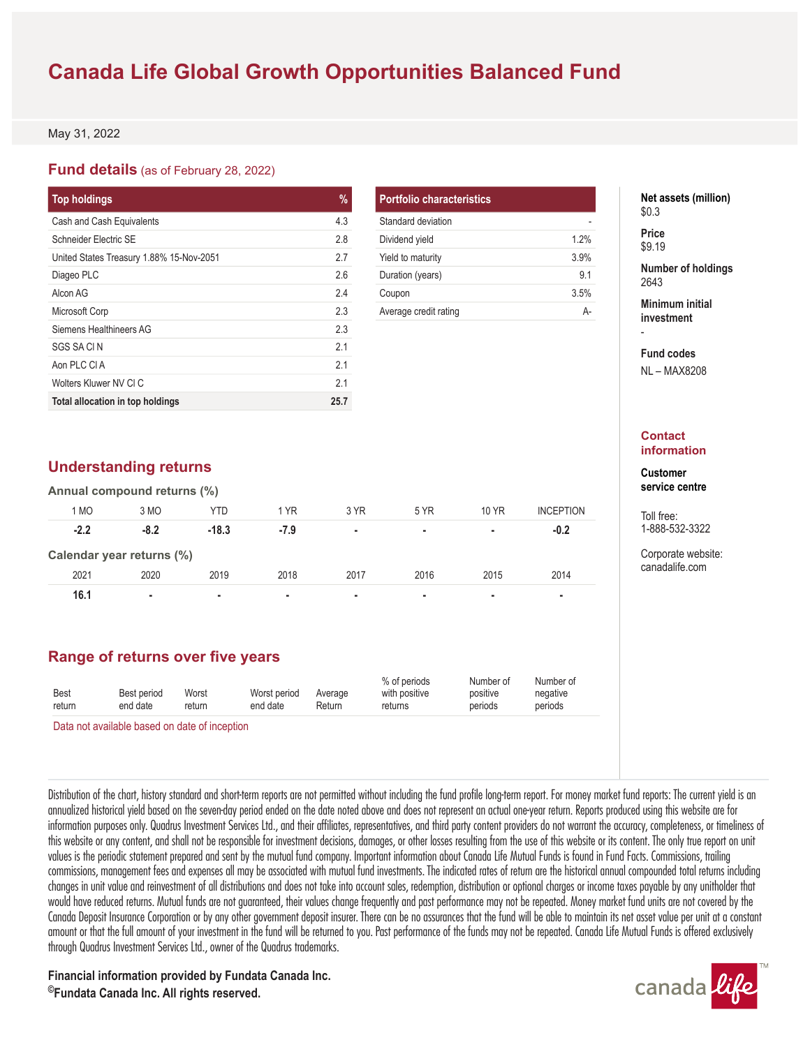# Canada Life Global Growth Opportunities Balanced Fund

May 31, 2022

## Fund details (as of February 28, 2022)

| Top holdings | % |
|---|---|
| Cash and Cash Equivalents | 4.3 |
| Schneider Electric SE | 2.8 |
| United States Treasury 1.88% 15-Nov-2051 | 2.7 |
| Diageo PLC | 2.6 |
| Alcon AG | 2.4 |
| Microsoft Corp | 2.3 |
| Siemens Healthineers AG | 2.3 |
| SGS SA Cl N | 2.1 |
| Aon PLC Cl A | 2.1 |
| Wolters Kluwer NV Cl C | 2.1 |
| **Total allocation in top holdings** | **25.7** |

| Portfolio characteristics | |
|---|---|
| Standard deviation | - |
| Dividend yield | 1.2% |
| Yield to maturity | 3.9% |
| Duration (years) | 9.1 |
| Coupon | 3.5% |
| Average credit rating | A- |

**Net assets (million)**
$0.3

**Price**
$9.19

**Number of holdings**
2643

**Minimum initial investment**
-

**Fund codes**
NL – MAX8208

### Contact information

**Customer service centre**

Toll free:
1-888-532-3322

Corporate website:
canadalife.com

## Understanding returns

### Annual compound returns (%)

| 1 MO | 3 MO | YTD | 1 YR | 3 YR | 5 YR | 10 YR | INCEPTION |
|---|---|---|---|---|---|---|---|
| **-2.2** | **-8.2** | **-18.3** | **-7.9** | **-** | **-** | **-** | **-0.2** |

### Calendar year returns (%)

| 2021 | 2020 | 2019 | 2018 | 2017 | 2016 | 2015 | 2014 |
|---|---|---|---|---|---|---|---|
| **16.1** | **-** | **-** | **-** | **-** | **-** | **-** | **-** |

## Range of returns over five years

| Best return | Best period end date | Worst return | Worst period end date | Average Return | % of periods with positive returns | Number of positive periods | Number of negative periods |
|---|---|---|---|---|---|---|---|
| Data not available based on date of inception | | | | | | | |

Distribution of the chart, history standard and short-term reports are not permitted without including the fund profile long-term report. For money market fund reports: The current yield is an annualized historical yield based on the seven-day period ended on the date noted above and does not represent an actual one-year return. Reports produced using this website are for information purposes only. Quadrus Investment Services Ltd., and their affiliates, representatives, and third party content providers do not warrant the accuracy, completeness, or timeliness of this website or any content, and shall not be responsible for investment decisions, damages, or other losses resulting from the use of this website or its content. The only true report on unit values is the periodic statement prepared and sent by the mutual fund company. Important information about Canada Life Mutual Funds is found in Fund Facts. Commissions, trailing commissions, management fees and expenses all may be associated with mutual fund investments. The indicated rates of return are the historical annual compounded total returns including changes in unit value and reinvestment of all distributions and does not take into account sales, redemption, distribution or optional charges or income taxes payable by any unitholder that would have reduced returns. Mutual funds are not guaranteed, their values change frequently and past performance may not be repeated. Money market fund units are not covered by the Canada Deposit Insurance Corporation or by any other government deposit insurer. There can be no assurances that the fund will be able to maintain its net asset value per unit at a constant amount or that the full amount of your investment in the fund will be returned to you. Past performance of the funds may not be repeated. Canada Life Mutual Funds is offered exclusively through Quadrus Investment Services Ltd., owner of the Quadrus trademarks.

**Financial information provided by Fundata Canada Inc.**
**©Fundata Canada Inc. All rights reserved.**

canada life™